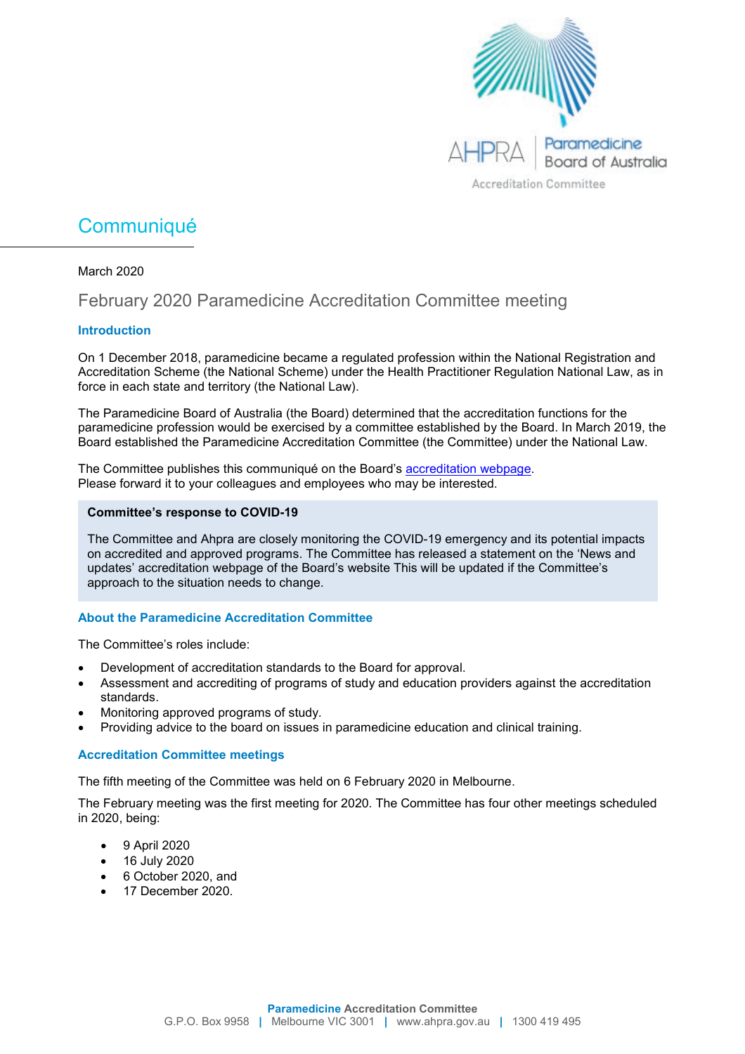# Communiqué

March 2020

## February 2020 Paramedicine Accreditation Committee meeting

### Introduction

On 1 December 2018, paramedicine became a regulated profession within the National Registration and Accreditation Scheme (the National Scheme) under the Health Practitioner Regulation National Law, as in force in each state and territory (the National Law).

The Paramedicine Board of Australia (the Board) determined that the accreditation functions for the paramedicine profession would be exercised by a committee established by the Board. In March 2019, the Board established the Paramedicine Accreditation Committee (the Committee) under the National Law.

The Committee publishes this communiqué on the Board's [accreditation webpage](accreditation webpage).
Please forward it to your colleagues and employees who may be interested.

**Committee's response to COVID-19**

The Committee and Ahpra are closely monitoring the COVID-19 emergency and its potential impacts on accredited and approved programs. The Committee has released a statement on the 'News and updates' accreditation webpage of the Board's website This will be updated if the Committee's approach to the situation needs to change.

### About the Paramedicine Accreditation Committee

The Committee's roles include:

- Development of accreditation standards to the Board for approval.
- Assessment and accrediting of programs of study and education providers against the accreditation standards.
- Monitoring approved programs of study.
- Providing advice to the board on issues in paramedicine education and clinical training.

### Accreditation Committee meetings

The fifth meeting of the Committee was held on 6 February 2020 in Melbourne.

The February meeting was the first meeting for 2020. The Committee has four other meetings scheduled in 2020, being:

- 9 April 2020
- 16 July 2020
- 6 October 2020, and
- 17 December 2020.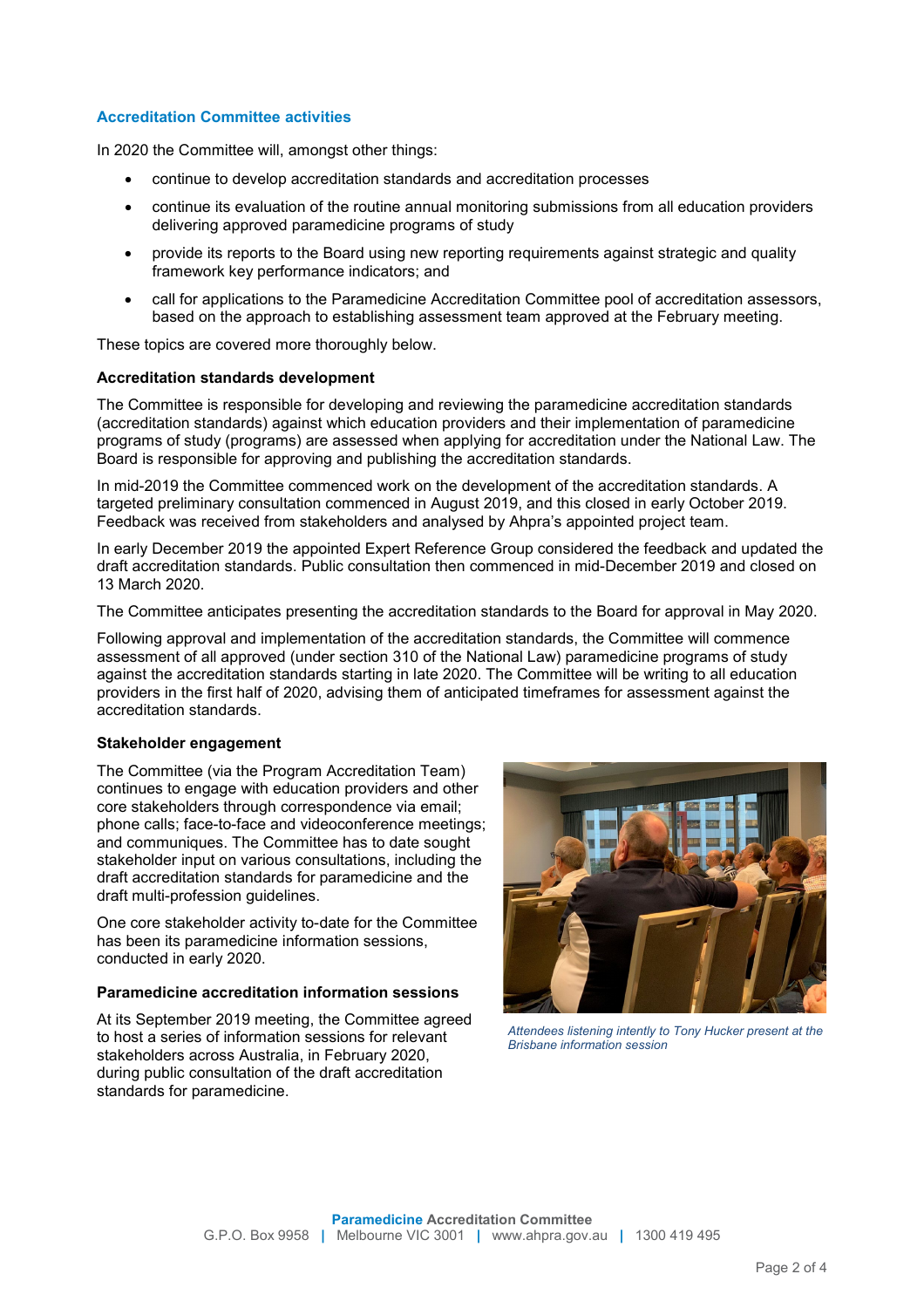## Accreditation Committee activities

In 2020 the Committee will, amongst other things:

- continue to develop accreditation standards and accreditation processes
- continue its evaluation of the routine annual monitoring submissions from all education providers delivering approved paramedicine programs of study
- provide its reports to the Board using new reporting requirements against strategic and quality framework key performance indicators; and
- call for applications to the Paramedicine Accreditation Committee pool of accreditation assessors, based on the approach to establishing assessment team approved at the February meeting.

These topics are covered more thoroughly below.

**Accreditation standards development**

The Committee is responsible for developing and reviewing the paramedicine accreditation standards (accreditation standards) against which education providers and their implementation of paramedicine programs of study (programs) are assessed when applying for accreditation under the National Law. The Board is responsible for approving and publishing the accreditation standards.

In mid-2019 the Committee commenced work on the development of the accreditation standards. A targeted preliminary consultation commenced in August 2019, and this closed in early October 2019. Feedback was received from stakeholders and analysed by Ahpra's appointed project team.

In early December 2019 the appointed Expert Reference Group considered the feedback and updated the draft accreditation standards. Public consultation then commenced in mid-December 2019 and closed on 13 March 2020.

The Committee anticipates presenting the accreditation standards to the Board for approval in May 2020.

Following approval and implementation of the accreditation standards, the Committee will commence assessment of all approved (under section 310 of the National Law) paramedicine programs of study against the accreditation standards starting in late 2020. The Committee will be writing to all education providers in the first half of 2020, advising them of anticipated timeframes for assessment against the accreditation standards.

**Stakeholder engagement**

The Committee (via the Program Accreditation Team) continues to engage with education providers and other core stakeholders through correspondence via email; phone calls; face-to-face and videoconference meetings; and communiques. The Committee has to date sought stakeholder input on various consultations, including the draft accreditation standards for paramedicine and the draft multi-profession guidelines.

One core stakeholder activity to-date for the Committee has been its paramedicine information sessions, conducted in early 2020.

*Attendees listening intently to Tony Hucker present at the Brisbane information session*

**Paramedicine accreditation information sessions**

At its September 2019 meeting, the Committee agreed to host a series of information sessions for relevant stakeholders across Australia, in February 2020, during public consultation of the draft accreditation standards for paramedicine.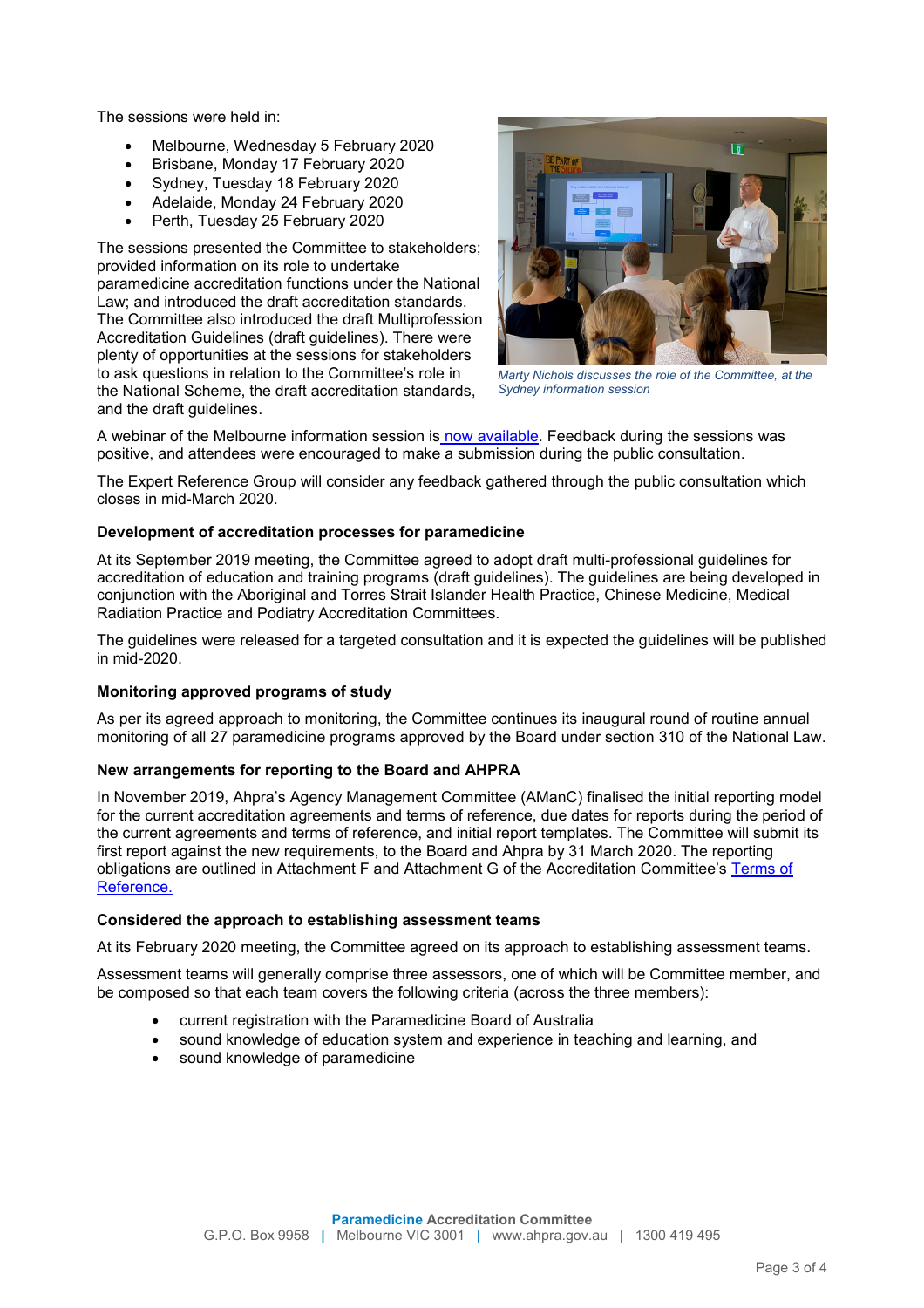The sessions were held in:

- Melbourne, Wednesday 5 February 2020
- Brisbane, Monday 17 February 2020
- Sydney, Tuesday 18 February 2020
- Adelaide, Monday 24 February 2020
- Perth, Tuesday 25 February 2020

The sessions presented the Committee to stakeholders; provided information on its role to undertake paramedicine accreditation functions under the National Law; and introduced the draft accreditation standards. The Committee also introduced the draft Multiprofession Accreditation Guidelines (draft guidelines). There were plenty of opportunities at the sessions for stakeholders to ask questions in relation to the Committee's role in the National Scheme, the draft accreditation standards, and the draft guidelines.

*Marty Nichols discusses the role of the Committee, at the Sydney information session*

A webinar of the Melbourne information session is [now available](). Feedback during the sessions was positive, and attendees were encouraged to make a submission during the public consultation.

The Expert Reference Group will consider any feedback gathered through the public consultation which closes in mid-March 2020.

**Development of accreditation processes for paramedicine**

At its September 2019 meeting, the Committee agreed to adopt draft multi-professional guidelines for accreditation of education and training programs (draft guidelines). The guidelines are being developed in conjunction with the Aboriginal and Torres Strait Islander Health Practice, Chinese Medicine, Medical Radiation Practice and Podiatry Accreditation Committees.

The guidelines were released for a targeted consultation and it is expected the guidelines will be published in mid-2020.

**Monitoring approved programs of study**

As per its agreed approach to monitoring, the Committee continues its inaugural round of routine annual monitoring of all 27 paramedicine programs approved by the Board under section 310 of the National Law.

**New arrangements for reporting to the Board and AHPRA**

In November 2019, Ahpra's Agency Management Committee (AManC) finalised the initial reporting model for the current accreditation agreements and terms of reference, due dates for reports during the period of the current agreements and terms of reference, and initial report templates. The Committee will submit its first report against the new requirements, to the Board and Ahpra by 31 March 2020. The reporting obligations are outlined in Attachment F and Attachment G of the Accreditation Committee's [Terms of Reference.]()

**Considered the approach to establishing assessment teams**

At its February 2020 meeting, the Committee agreed on its approach to establishing assessment teams.

Assessment teams will generally comprise three assessors, one of which will be Committee member, and be composed so that each team covers the following criteria (across the three members):

- current registration with the Paramedicine Board of Australia
- sound knowledge of education system and experience in teaching and learning, and
- sound knowledge of paramedicine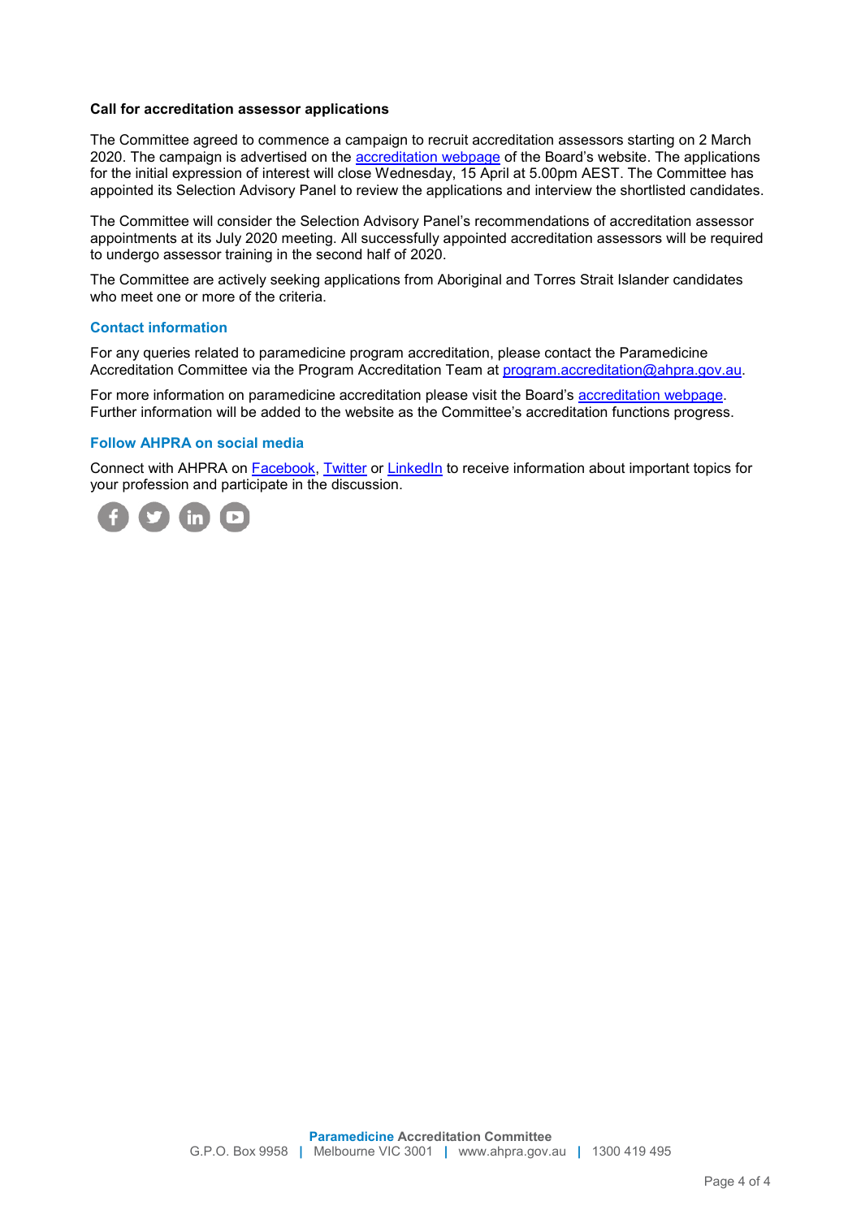**Call for accreditation assessor applications**

The Committee agreed to commence a campaign to recruit accreditation assessors starting on 2 March 2020. The campaign is advertised on the accreditation webpage of the Board's website. The applications for the initial expression of interest will close Wednesday, 15 April at 5.00pm AEST. The Committee has appointed its Selection Advisory Panel to review the applications and interview the shortlisted candidates.

The Committee will consider the Selection Advisory Panel's recommendations of accreditation assessor appointments at its July 2020 meeting. All successfully appointed accreditation assessors will be required to undergo assessor training in the second half of 2020.

The Committee are actively seeking applications from Aboriginal and Torres Strait Islander candidates who meet one or more of the criteria.

## Contact information

For any queries related to paramedicine program accreditation, please contact the Paramedicine Accreditation Committee via the Program Accreditation Team at program.accreditation@ahpra.gov.au.

For more information on paramedicine accreditation please visit the Board's accreditation webpage. Further information will be added to the website as the Committee's accreditation functions progress.

## Follow AHPRA on social media

Connect with AHPRA on Facebook, Twitter or LinkedIn to receive information about important topics for your profession and participate in the discussion.